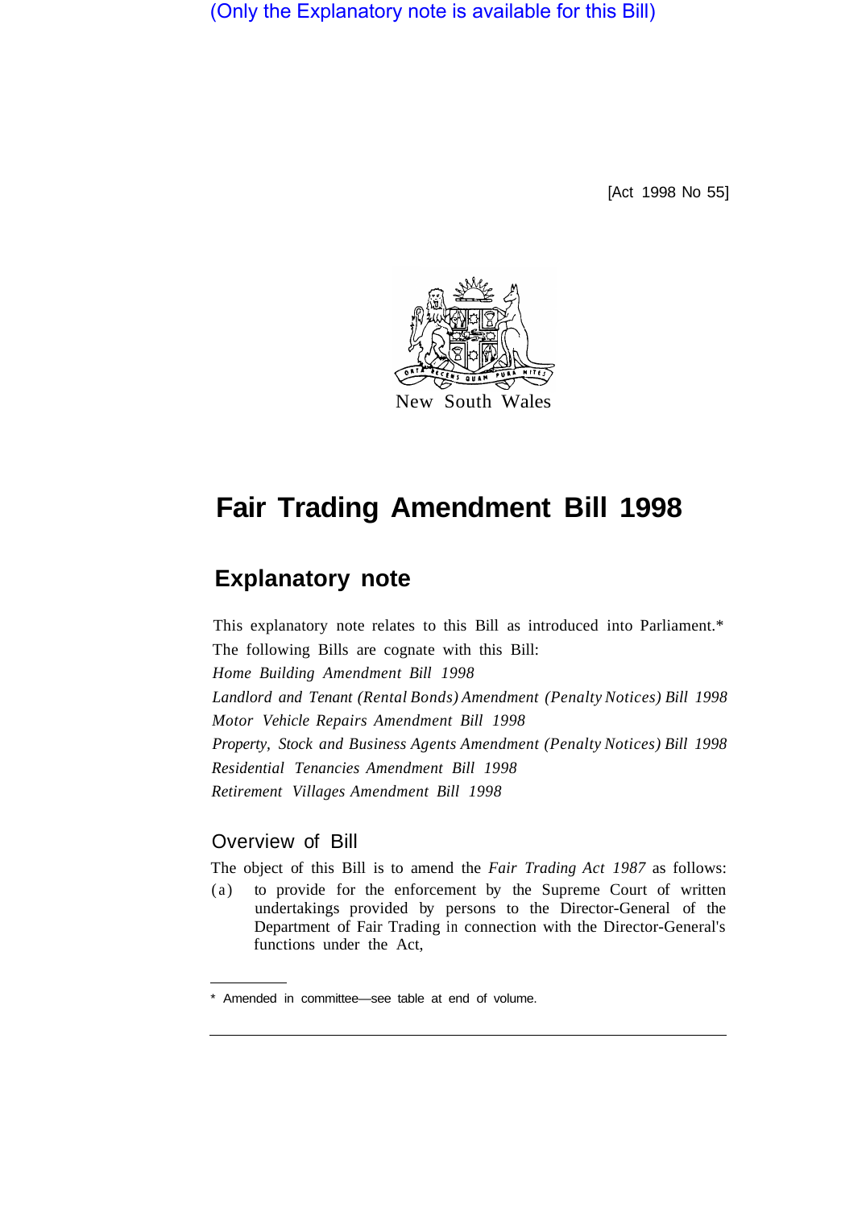(Only the Explanatory note is available for this Bill)

[Act 1998 No 55]

New South Wales

# Fair Trading Amendment Bill 1998

## Explanatory note

This explanatory note relates to this Bill as introduced into Parliament.*

The following Bills are cognate with this Bill:

*Home Building Amendment Bill 1998*

*Landlord and Tenant (Rental Bonds) Amendment (Penalty Notices) Bill 1998*

*Motor Vehicle Repairs Amendment Bill 1998*

*Property, Stock and Business Agents Amendment (Penalty Notices) Bill 1998*

*Residential Tenancies Amendment Bill 1998*

*Retirement Villages Amendment Bill 1998*

### Overview of Bill

The object of this Bill is to amend the *Fair Trading Act 1987* as follows:

(a) to provide for the enforcement by the Supreme Court of written undertakings provided by persons to the Director-General of the Department of Fair Trading in connection with the Director-General's functions under the Act,

---

* Amended in committee—see table at end of volume.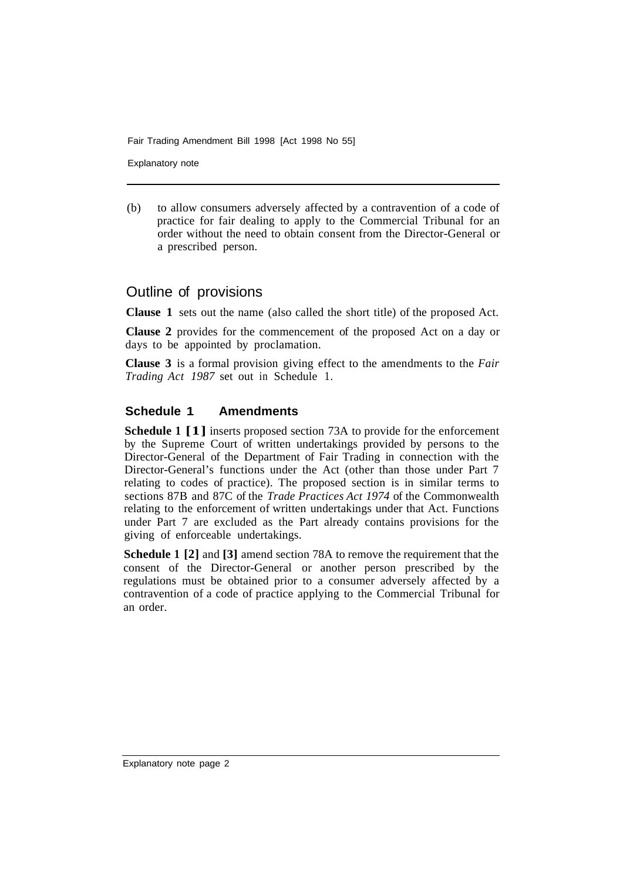(b) to allow consumers adversely affected by a contravention of a code of practice for fair dealing to apply to the Commercial Tribunal for an order without the need to obtain consent from the Director-General or a prescribed person.

## Outline of provisions

**Clause 1** sets out the name (also called the short title) of the proposed Act.

**Clause 2** provides for the commencement of the proposed Act on a day or days to be appointed by proclamation.

**Clause 3** is a formal provision giving effect to the amendments to the *Fair Trading Act 1987* set out in Schedule 1.

### Schedule 1 Amendments

**Schedule 1 [1]** inserts proposed section 73A to provide for the enforcement by the Supreme Court of written undertakings provided by persons to the Director-General of the Department of Fair Trading in connection with the Director-General's functions under the Act (other than those under Part 7 relating to codes of practice). The proposed section is in similar terms to sections 87B and 87C of the *Trade Practices Act 1974* of the Commonwealth relating to the enforcement of written undertakings under that Act. Functions under Part 7 are excluded as the Part already contains provisions for the giving of enforceable undertakings.

**Schedule 1 [2]** and **[3]** amend section 78A to remove the requirement that the consent of the Director-General or another person prescribed by the regulations must be obtained prior to a consumer adversely affected by a contravention of a code of practice applying to the Commercial Tribunal for an order.